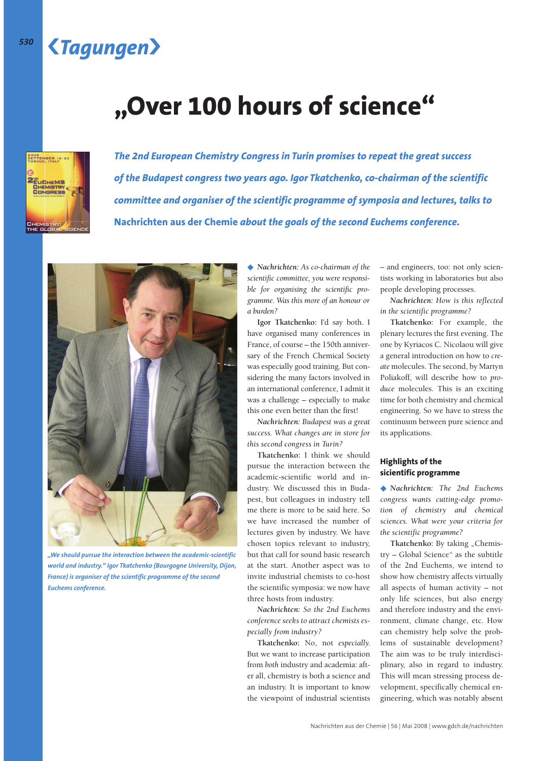# „Over 100 hours of science“

***The 2nd European Chemistry Congress in Turin promises to repeat the great success of the Budapest congress two years ago. Igor Tkatchenko, co-chairman of the scientific committee and organiser of the scientific programme of symposia and lectures, talks to* Nachrichten aus der Chemie *about the goals of the second Euchems conference.***

*„We should pursue the interaction between the academic-scientific world and industry.“ Igor Tkatchenko (Bourgogne University, Dijon, France) is organiser of the scientific programme of the second Euchems conference.*

◆ *Nachrichten: As co-chairman of the scientific committee, you were responsible for organising the scientific programme. Was this more of an honour or a burden?*

Igor Tkatchenko: I'd say both. I have organised many conferences in France, of course – the 150th anniversary of the French Chemical Society was especially good training. But considering the many factors involved in an international conference, I admit it was a challenge – especially to make this one even better than the first!

*Nachrichten: Budapest was a great success. What changes are in store for this second congress in Turin?*

Tkatchenko: I think we should pursue the interaction between the academic-scientific world and industry. We discussed this in Budapest, but colleagues in industry tell me there is more to be said here. So we have increased the number of lectures given by industry. We have chosen topics relevant to industry, but that call for sound basic research at the start. Another aspect was to invite industrial chemists to co-host the scientific symposia: we now have three hosts from industry.

*Nachrichten: So the 2nd Euchems conference seeks to attract chemists especially from industry?*

Tkatchenko: No, not *especially*. But we want to increase participation from *both* industry and academia: after all, chemistry is both a science and an industry. It is important to know the viewpoint of industrial scientists – and engineers, too: not only scientists working in laboratories but also people developing processes.

*Nachrichten: How is this reflected in the scientific programme?*

Tkatchenko: For example, the plenary lectures the first evening. The one by Kyriacos C. Nicolaou will give a general introduction on how to *create* molecules. The second, by Martyn Poliakoff, will describe how to *produce* molecules. This is an exciting time for both chemistry and chemical engineering. So we have to stress the continuum between pure science and its applications.

## Highlights of the scientific programme

◆ *Nachrichten: The 2nd Euchems congress wants cutting-edge promotion of chemistry and chemical sciences. What were your criteria for the scientific programme?*

Tkatchenko: By taking „Chemistry – Global Science“ as the subtitle of the 2nd Euchems, we intend to show how chemistry affects virtually all aspects of human activity – not only life sciences, but also energy and therefore industry and the environment, climate change, etc. How can chemistry help solve the problems of sustainable development? The aim was to be truly interdisciplinary, also in regard to industry. This will mean stressing process development, specifically chemical engineering, which was notably absent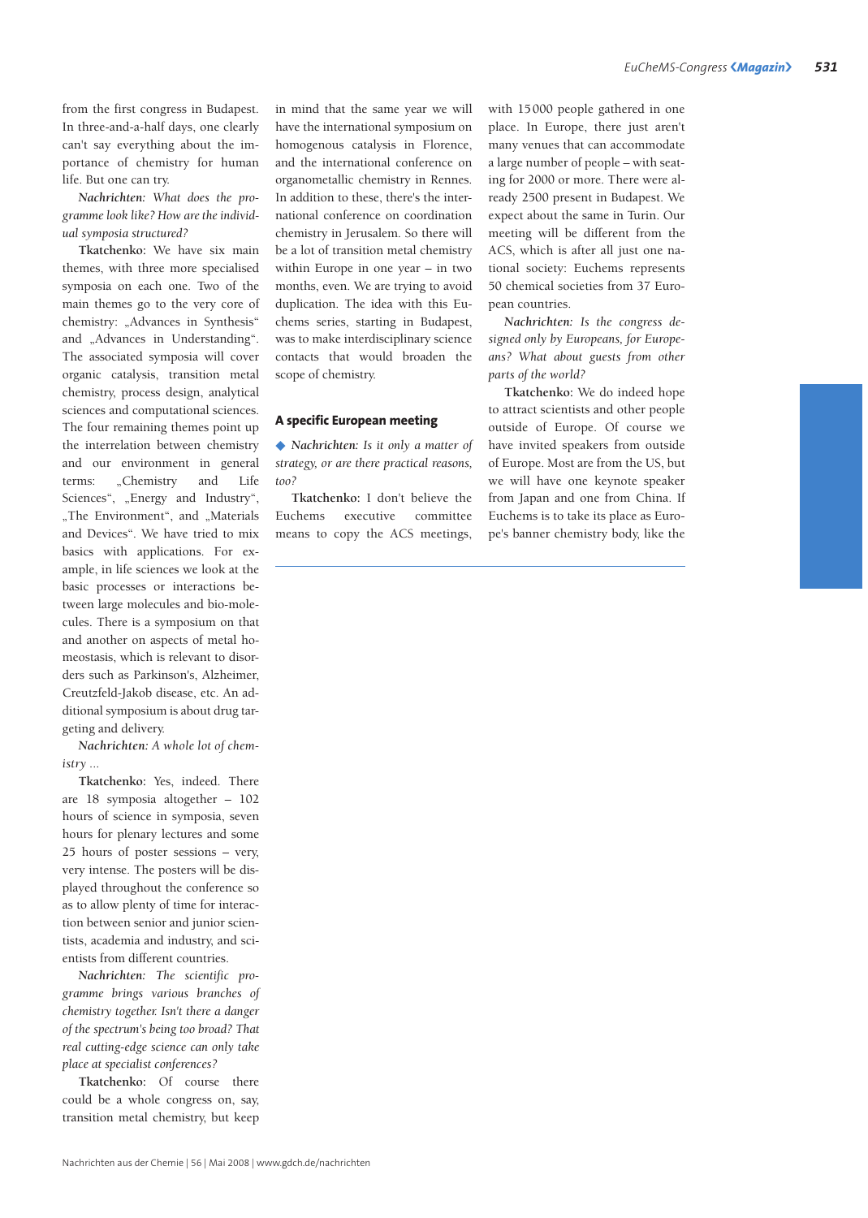from the first congress in Budapest. In three-and-a-half days, one clearly can't say everything about the importance of chemistry for human life. But one can try.

*Nachrichten: What does the programme look like? How are the individual symposia structured?*

**Tkatchenko:** We have six main themes, with three more specialised symposia on each one. Two of the main themes go to the very core of chemistry: „Advances in Synthesis" and „Advances in Understanding". The associated symposia will cover organic catalysis, transition metal chemistry, process design, analytical sciences and computational sciences. The four remaining themes point up the interrelation between chemistry and our environment in general terms: „Chemistry and Life Sciences", „Energy and Industry", „The Environment", and „Materials and Devices". We have tried to mix basics with applications. For example, in life sciences we look at the basic processes or interactions between large molecules and bio-molecules. There is a symposium on that and another on aspects of metal homeostasis, which is relevant to disorders such as Parkinson's, Alzheimer, Creutzfeld-Jakob disease, etc. An additional symposium is about drug targeting and delivery.

*Nachrichten: A whole lot of chemistry ...*

**Tkatchenko:** Yes, indeed. There are 18 symposia altogether – 102 hours of science in symposia, seven hours for plenary lectures and some 25 hours of poster sessions – very, very intense. The posters will be displayed throughout the conference so as to allow plenty of time for interaction between senior and junior scientists, academia and industry, and scientists from different countries.

*Nachrichten: The scientific programme brings various branches of chemistry together. Isn't there a danger of the spectrum's being too broad? That real cutting-edge science can only take place at specialist conferences?*

**Tkatchenko:** Of course there could be a whole congress on, say, transition metal chemistry, but keep in mind that the same year we will have the international symposium on homogenous catalysis in Florence, and the international conference on organometallic chemistry in Rennes. In addition to these, there's the international conference on coordination chemistry in Jerusalem. So there will be a lot of transition metal chemistry within Europe in one year – in two months, even. We are trying to avoid duplication. The idea with this Euchems series, starting in Budapest, was to make interdisciplinary science contacts that would broaden the scope of chemistry.

## A specific European meeting

◆ *Nachrichten: Is it only a matter of strategy, or are there practical reasons, too?*

**Tkatchenko:** I don't believe the Euchems executive committee means to copy the ACS meetings, with 15 000 people gathered in one place. In Europe, there just aren't many venues that can accommodate a large number of people – with seating for 2000 or more. There were already 2500 present in Budapest. We expect about the same in Turin. Our meeting will be different from the ACS, which is after all just one national society: Euchems represents 50 chemical societies from 37 European countries.

*Nachrichten: Is the congress designed only by Europeans, for Europeans? What about guests from other parts of the world?*

**Tkatchenko:** We do indeed hope to attract scientists and other people outside of Europe. Of course we have invited speakers from outside of Europe. Most are from the US, but we will have one keynote speaker from Japan and one from China. If Euchems is to take its place as Europe's banner chemistry body, like the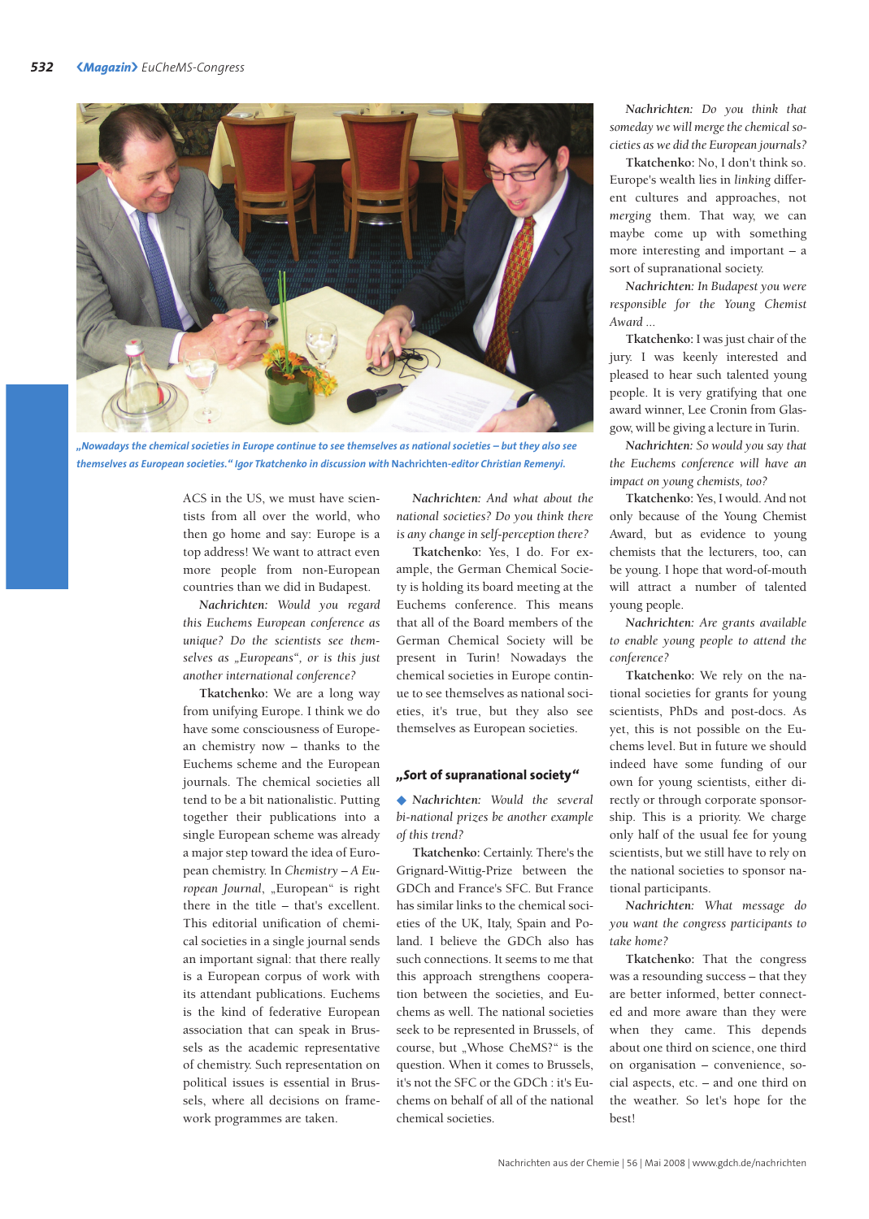„Nowadays the chemical societies in Europe continue to see themselves as national societies – but they also see themselves as European societies." Igor Tkatchenko in discussion with Nachrichten-editor Christian Remenyi.

ACS in the US, we must have scientists from all over the world, who then go home and say: Europe is a top address! We want to attract even more people from non-European countries than we did in Budapest.

*Nachrichten: Would you regard this Euchems European conference as unique? Do the scientists see themselves as „Europeans", or is this just another international conference?*

**Tkatchenko:** We are a long way from unifying Europe. I think we do have some consciousness of European chemistry now – thanks to the Euchems scheme and the European journals. The chemical societies all tend to be a bit nationalistic. Putting together their publications into a single European scheme was already a major step toward the idea of European chemistry. In *Chemistry – A European Journal*, „European" is right there in the title – that's excellent. This editorial unification of chemical societies in a single journal sends an important signal: that there really is a European corpus of work with its attendant publications. Euchems is the kind of federative European association that can speak in Brussels as the academic representative of chemistry. Such representation on political issues is essential in Brussels, where all decisions on framework programmes are taken.

*Nachrichten: And what about the national societies? Do you think there is any change in self-perception there?*

**Tkatchenko:** Yes, I do. For example, the German Chemical Society is holding its board meeting at the Euchems conference. This means that all of the Board members of the German Chemical Society will be present in Turin! Nowadays the chemical societies in Europe continue to see themselves as national societies, it's true, but they also see themselves as European societies.

## „Sort of supranational society"

◆ *Nachrichten: Would the several bi-national prizes be another example of this trend?*

**Tkatchenko:** Certainly. There's the Grignard-Wittig-Prize between the GDCh and France's SFC. But France has similar links to the chemical societies of the UK, Italy, Spain and Poland. I believe the GDCh also has such connections. It seems to me that this approach strengthens cooperation between the societies, and Euchems as well. The national societies seek to be represented in Brussels, of course, but „Whose CheMS?" is the question. When it comes to Brussels, it's not the SFC or the GDCh : it's Euchems on behalf of all of the national chemical societies.

*Nachrichten: Do you think that someday we will merge the chemical societies as we did the European journals?*

**Tkatchenko:** No, I don't think so. Europe's wealth lies in *linking* different cultures and approaches, not *merging* them. That way, we can maybe come up with something more interesting and important – a sort of supranational society.

*Nachrichten: In Budapest you were responsible for the Young Chemist Award ...*

**Tkatchenko:** I was just chair of the jury. I was keenly interested and pleased to hear such talented young people. It is very gratifying that one award winner, Lee Cronin from Glasgow, will be giving a lecture in Turin.

*Nachrichten: So would you say that the Euchems conference will have an impact on young chemists, too?*

**Tkatchenko:** Yes, I would. And not only because of the Young Chemist Award, but as evidence to young chemists that the lecturers, too, can be young. I hope that word-of-mouth will attract a number of talented young people.

*Nachrichten: Are grants available to enable young people to attend the conference?*

**Tkatchenko:** We rely on the national societies for grants for young scientists, PhDs and post-docs. As yet, this is not possible on the Euchems level. But in future we should indeed have some funding of our own for young scientists, either directly or through corporate sponsorship. This is a priority. We charge only half of the usual fee for young scientists, but we still have to rely on the national societies to sponsor national participants.

*Nachrichten: What message do you want the congress participants to take home?*

**Tkatchenko:** That the congress was a resounding success – that they are better informed, better connected and more aware than they were when they came. This depends about one third on science, one third on organisation – convenience, social aspects, etc. – and one third on the weather. So let's hope for the best!